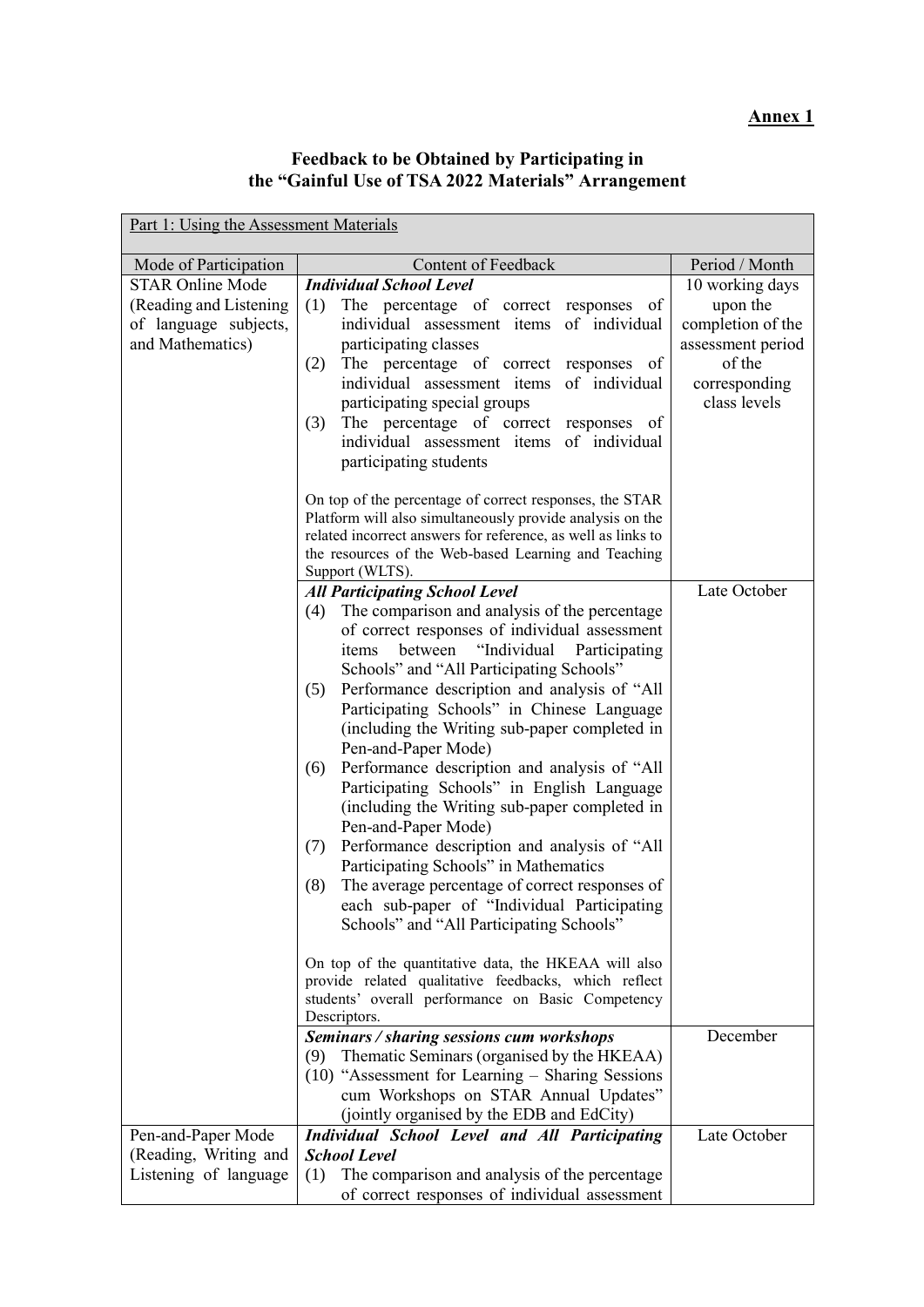**Annex 1**

## Feedback to be Obtained by Participating in the "Gainful Use of TSA 2022 Materials" Arrangement

| Part 1: Using the Assessment Materials | | |
|---|---|---|
| Mode of Participation | Content of Feedback | Period / Month |
| STAR Online Mode (Reading and Listening of language subjects, and Mathematics) | ***Individual School Level***<br>(1) The percentage of correct responses of individual assessment items of individual participating classes<br>(2) The percentage of correct responses of individual assessment items of individual participating special groups<br>(3) The percentage of correct responses of individual assessment items of individual participating students<br><br>On top of the percentage of correct responses, the STAR Platform will also simultaneously provide analysis on the related incorrect answers for reference, as well as links to the resources of the Web-based Learning and Teaching Support (WLTS). | 10 working days upon the completion of the assessment period of the corresponding class levels |
| | ***All Participating School Level***<br>(4) The comparison and analysis of the percentage of correct responses of individual assessment items between "Individual Participating Schools" and "All Participating Schools"<br>(5) Performance description and analysis of "All Participating Schools" in Chinese Language (including the Writing sub-paper completed in Pen-and-Paper Mode)<br>(6) Performance description and analysis of "All Participating Schools" in English Language (including the Writing sub-paper completed in Pen-and-Paper Mode)<br>(7) Performance description and analysis of "All Participating Schools" in Mathematics<br>(8) The average percentage of correct responses of each sub-paper of "Individual Participating Schools" and "All Participating Schools"<br><br>On top of the quantitative data, the HKEAA will also provide related qualitative feedbacks, which reflect students' overall performance on Basic Competency Descriptors. | Late October |
| | ***Seminars / sharing sessions cum workshops***<br>(9) Thematic Seminars (organised by the HKEAA)<br>(10) "Assessment for Learning – Sharing Sessions cum Workshops on STAR Annual Updates" (jointly organised by the EDB and EdCity) | December |
| Pen-and-Paper Mode (Reading, Writing and Listening of language | ***Individual School Level and All Participating School Level***<br>(1) The comparison and analysis of the percentage of correct responses of individual assessment | Late October |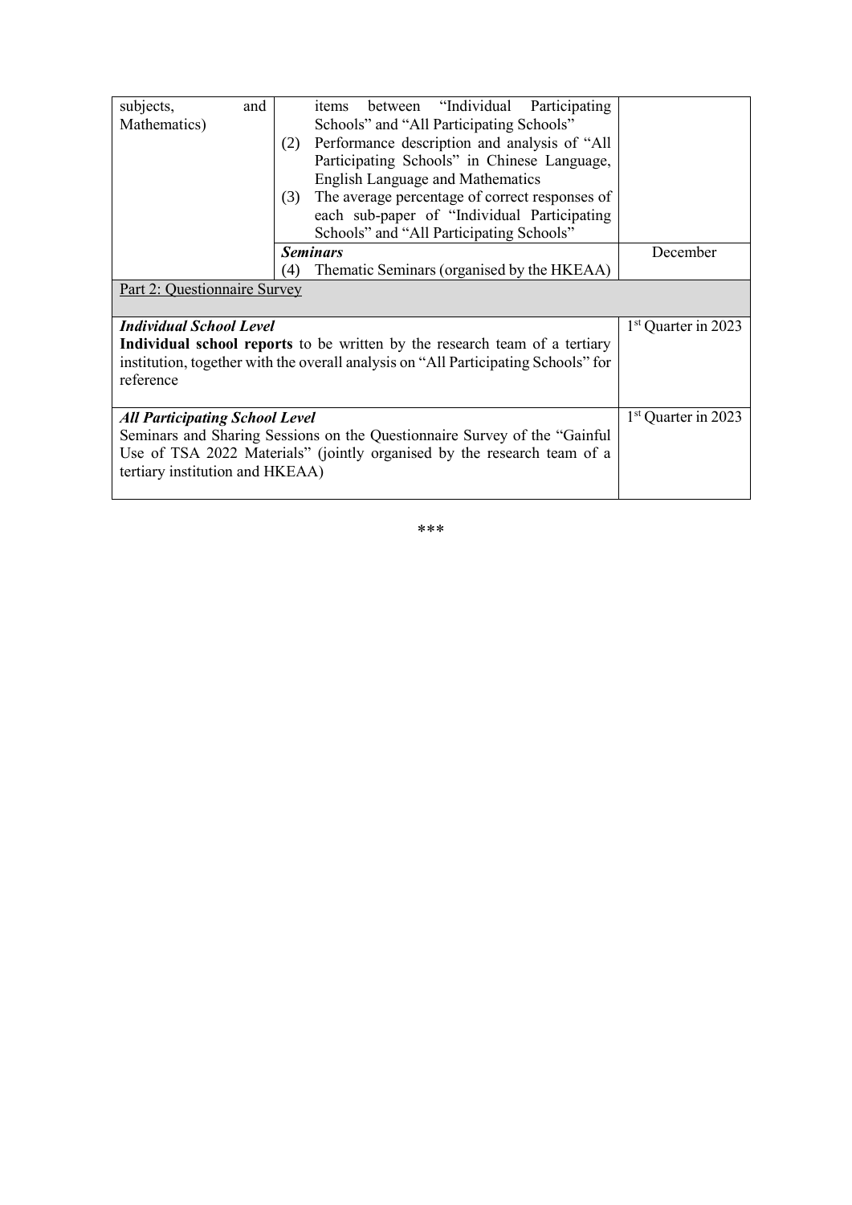| | | |
|---|---|---|
| subjects, and Mathematics) | items between "Individual Participating Schools" and "All Participating Schools"<br>(2) Performance description and analysis of "All Participating Schools" in Chinese Language, English Language and Mathematics<br>(3) The average percentage of correct responses of each sub-paper of "Individual Participating Schools" and "All Participating Schools" | |
| | ***Seminars***<br>(4) Thematic Seminars (organised by the HKEAA) | December |
| Part 2: Questionnaire Survey | | |
| ***Individual School Level***<br>**Individual school reports** to be written by the research team of a tertiary institution, together with the overall analysis on "All Participating Schools" for reference | | 1st Quarter in 2023 |
| ***All Participating School Level***<br>Seminars and Sharing Sessions on the Questionnaire Survey of the "Gainful Use of TSA 2022 Materials" (jointly organised by the research team of a tertiary institution and HKEAA) | | 1st Quarter in 2023 |

***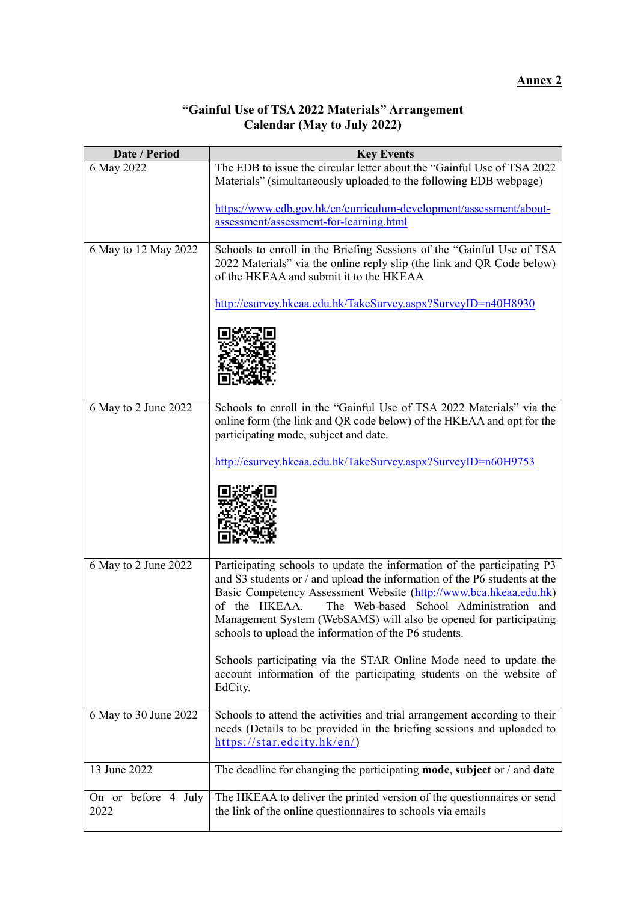**Annex 2**

# "Gainful Use of TSA 2022 Materials" Arrangement
## Calendar (May to July 2022)

| Date / Period | Key Events |
|---|---|
| 6 May 2022 | The EDB to issue the circular letter about the "Gainful Use of TSA 2022 Materials" (simultaneously uploaded to the following EDB webpage)<br><br>https://www.edb.gov.hk/en/curriculum-development/assessment/about-assessment/assessment-for-learning.html |
| 6 May to 12 May 2022 | Schools to enroll in the Briefing Sessions of the "Gainful Use of TSA 2022 Materials" via the online reply slip (the link and QR Code below) of the HKEAA and submit it to the HKEAA<br><br>http://esurvey.hkeaa.edu.hk/TakeSurvey.aspx?SurveyID=n40H8930 |
| 6 May to 2 June 2022 | Schools to enroll in the "Gainful Use of TSA 2022 Materials" via the online form (the link and QR code below) of the HKEAA and opt for the participating mode, subject and date.<br><br>http://esurvey.hkeaa.edu.hk/TakeSurvey.aspx?SurveyID=n60H9753 |
| 6 May to 2 June 2022 | Participating schools to update the information of the participating P3 and S3 students or / and upload the information of the P6 students at the Basic Competency Assessment Website (http://www.bca.hkeaa.edu.hk) of the HKEAA. The Web-based School Administration and Management System (WebSAMS) will also be opened for participating schools to upload the information of the P6 students.<br><br>Schools participating via the STAR Online Mode need to update the account information of the participating students on the website of EdCity. |
| 6 May to 30 June 2022 | Schools to attend the activities and trial arrangement according to their needs (Details to be provided in the briefing sessions and uploaded to https://star.edcity.hk/en/) |
| 13 June 2022 | The deadline for changing the participating **mode**, **subject** or / and **date** |
| On or before 4 July 2022 | The HKEAA to deliver the printed version of the questionnaires or send the link of the online questionnaires to schools via emails |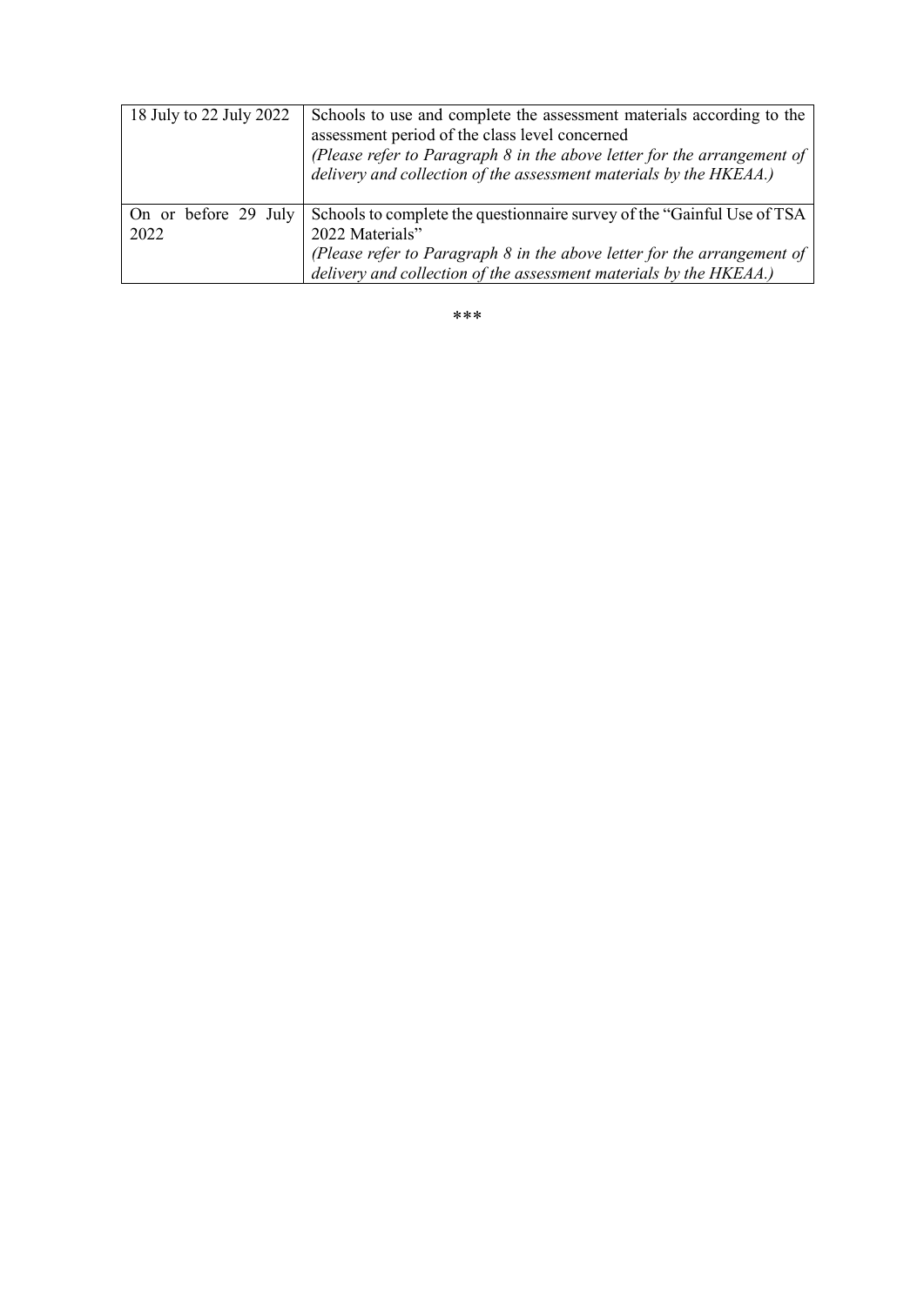| | |
|---|---|
| 18 July to 22 July 2022 | Schools to use and complete the assessment materials according to the assessment period of the class level concerned<br>*(Please refer to Paragraph 8 in the above letter for the arrangement of delivery and collection of the assessment materials by the HKEAA.)* |
| On or before 29 July 2022 | Schools to complete the questionnaire survey of the "Gainful Use of TSA 2022 Materials"<br>*(Please refer to Paragraph 8 in the above letter for the arrangement of delivery and collection of the assessment materials by the HKEAA.)* |

***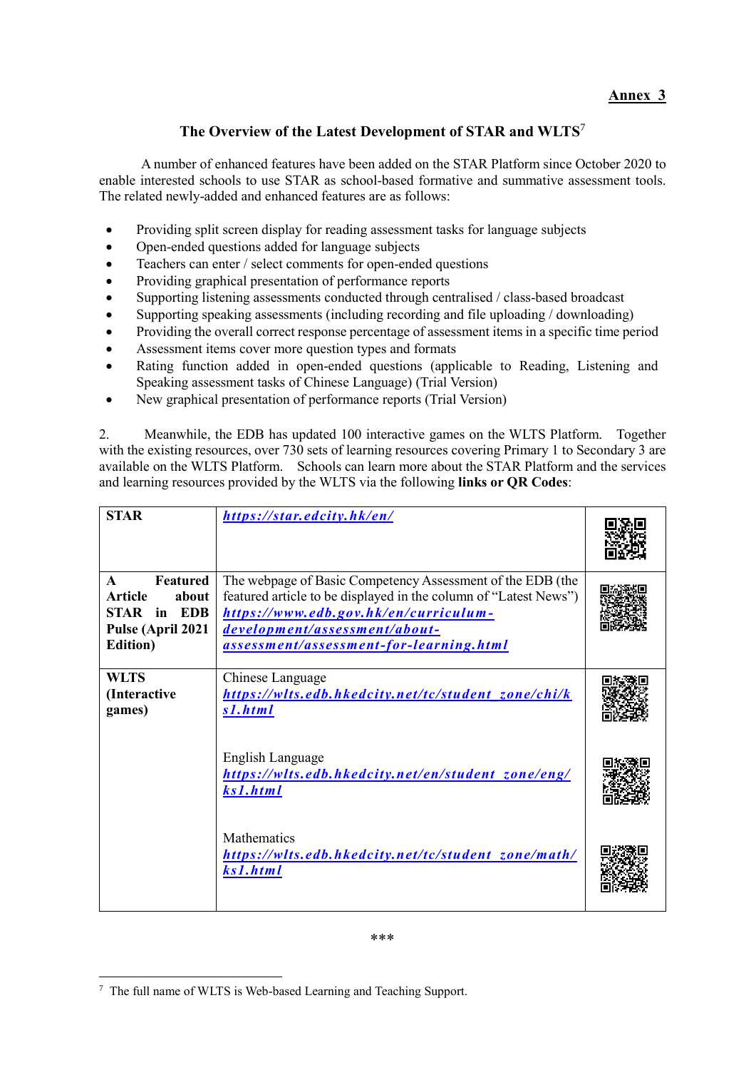**Annex 3**

## The Overview of the Latest Development of STAR and WLTS[7]

A number of enhanced features have been added on the STAR Platform since October 2020 to enable interested schools to use STAR as school-based formative and summative assessment tools. The related newly-added and enhanced features are as follows:

- Providing split screen display for reading assessment tasks for language subjects
- Open-ended questions added for language subjects
- Teachers can enter / select comments for open-ended questions
- Providing graphical presentation of performance reports
- Supporting listening assessments conducted through centralised / class-based broadcast
- Supporting speaking assessments (including recording and file uploading / downloading)
- Providing the overall correct response percentage of assessment items in a specific time period
- Assessment items cover more question types and formats
- Rating function added in open-ended questions (applicable to Reading, Listening and Speaking assessment tasks of Chinese Language) (Trial Version)
- New graphical presentation of performance reports (Trial Version)

2. Meanwhile, the EDB has updated 100 interactive games on the WLTS Platform. Together with the existing resources, over 730 sets of learning resources covering Primary 1 to Secondary 3 are available on the WLTS Platform. Schools can learn more about the STAR Platform and the services and learning resources provided by the WLTS via the following **links or QR Codes**:

| | | |
|---|---|---|
| **STAR** | ***https://star.edcity.hk/en/*** | |
| **A Featured Article about STAR in EDB Pulse (April 2021 Edition)** | The webpage of Basic Competency Assessment of the EDB (the featured article to be displayed in the column of "Latest News") ***https://www.edb.gov.hk/en/curriculum-development/assessment/about-assessment/assessment-for-learning.html*** | |
| **WLTS (Interactive games)** | Chinese Language ***https://wlts.edb.hkedcity.net/tc/student_zone/chi/ks1.html*** | |
| | English Language ***https://wlts.edb.hkedcity.net/en/student_zone/eng/ks1.html*** | |
| | Mathematics ***https://wlts.edb.hkedcity.net/tc/student_zone/math/ks1.html*** | |

***

[7] The full name of WLTS is Web-based Learning and Teaching Support.